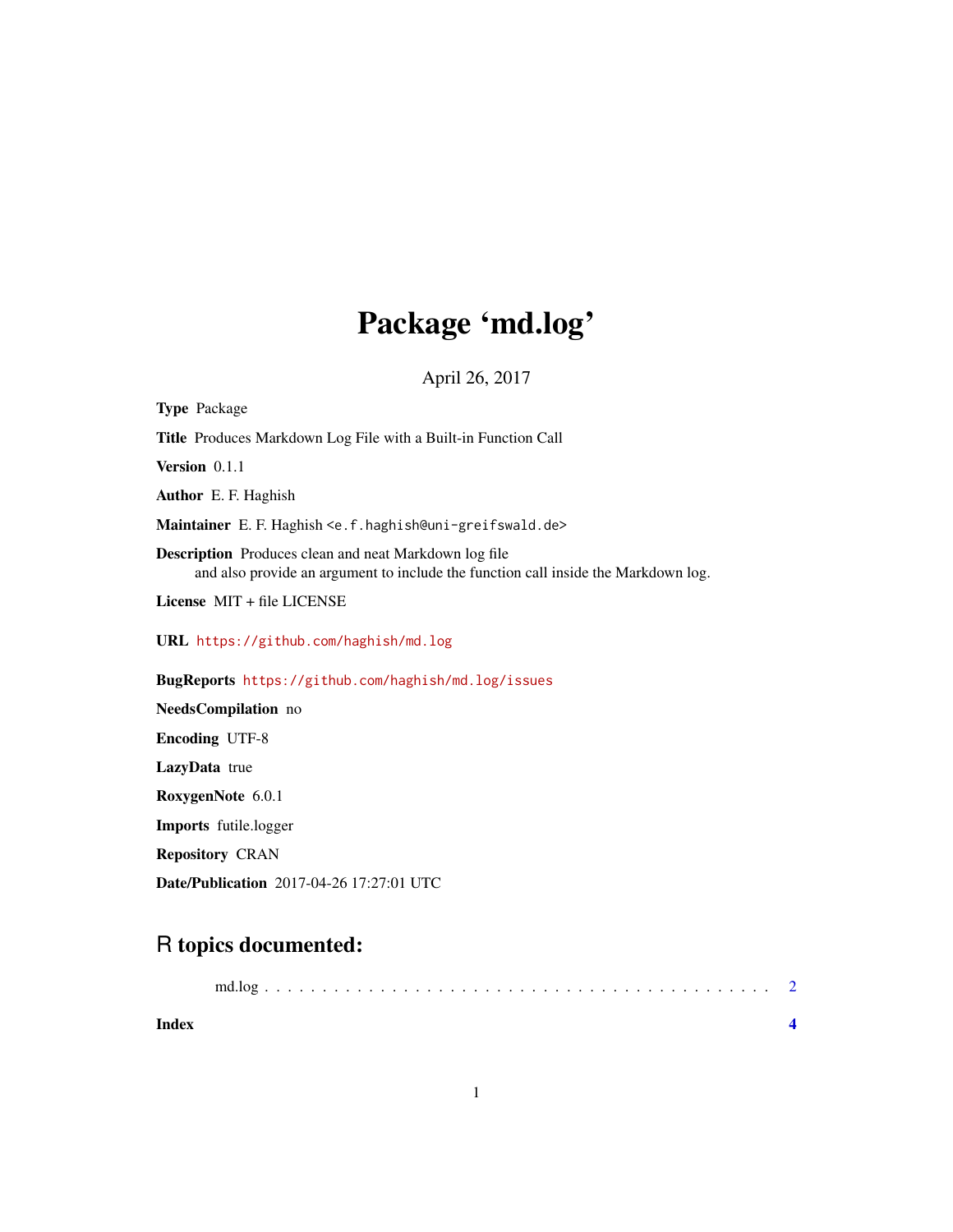# Package 'md.log'

April 26, 2017

**Type** Package

**Title** Produces Markdown Log File with a Built-in Function Call

**Version** 0.1.1

**Author** E. F. Haghish

**Maintainer** E. F. Haghish <e.f.haghish@uni-greifswald.de>

**Description** Produces clean and neat Markdown log file
and also provide an argument to include the function call inside the Markdown log.

**License** MIT + file LICENSE

**URL** https://github.com/haghish/md.log

**BugReports** https://github.com/haghish/md.log/issues

**NeedsCompilation** no

**Encoding** UTF-8

**LazyData** true

**RoxygenNote** 6.0.1

**Imports** futile.logger

**Repository** CRAN

**Date/Publication** 2017-04-26 17:27:01 UTC

## R topics documented:

md.log . . . . . . . . . . . . . . . . . . . . . . . . . . . . . . . . . . . . . . . . . . . . 2

**Index** **4**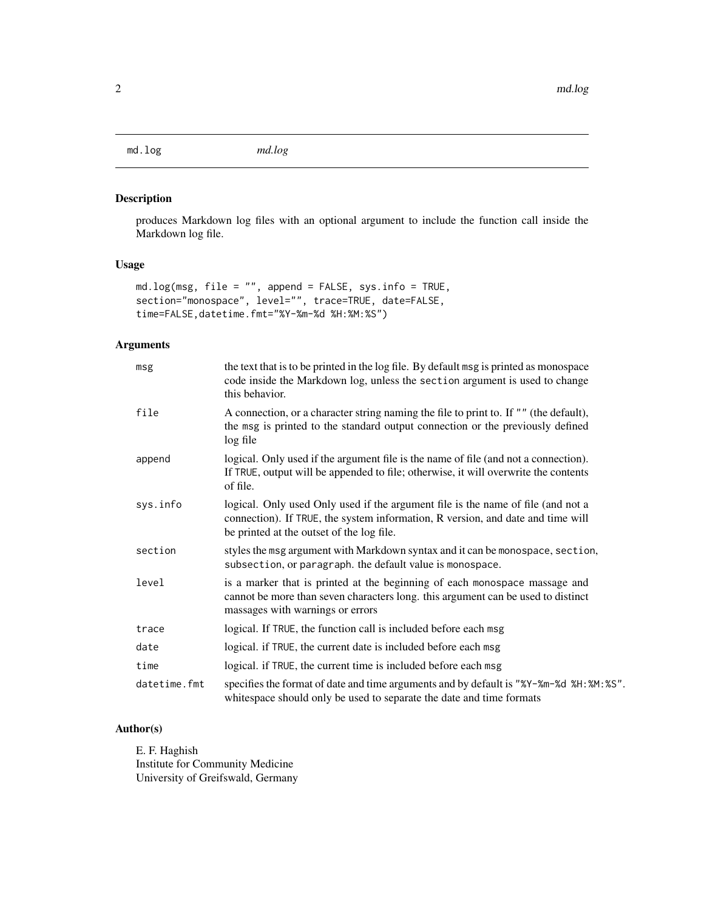## md.log *md.log*

### Description

produces Markdown log files with an optional argument to include the function call inside the Markdown log file.

### Usage

```
md.log(msg, file = "", append = FALSE, sys.info = TRUE,
section="monospace", level="", trace=TRUE, date=FALSE,
time=FALSE,datetime.fmt="%Y-%m-%d %H:%M:%S")
```

### Arguments

| | |
|---|---|
| `msg` | the text that is to be printed in the log file. By default `msg` is printed as monospace code inside the Markdown log, unless the `section` argument is used to change this behavior. |
| `file` | A connection, or a character string naming the file to print to. If `""` (the default), the `msg` is printed to the standard output connection or the previously defined log file |
| `append` | logical. Only used if the argument file is the name of file (and not a connection). If `TRUE`, output will be appended to file; otherwise, it will overwrite the contents of file. |
| `sys.info` | logical. Only used Only used if the argument file is the name of file (and not a connection). If `TRUE`, the system information, R version, and date and time will be printed at the outset of the log file. |
| `section` | styles the `msg` argument with Markdown syntax and it can be `monospace`, `section`, `subsection`, or `paragraph`. the default value is `monospace`. |
| `level` | is a marker that is printed at the beginning of each `monospace` massage and cannot be more than seven characters long. this argument can be used to distinct massages with warnings or errors |
| `trace` | logical. If `TRUE`, the function call is included before each `msg` |
| `date` | logical. if `TRUE`, the current date is included before each `msg` |
| `time` | logical. if `TRUE`, the current time is included before each `msg` |
| `datetime.fmt` | specifies the format of date and time arguments and by default is `"%Y-%m-%d %H:%M:%S"`. whitespace should only be used to separate the date and time formats |

### Author(s)

E. F. Haghish  
Institute for Community Medicine  
University of Greifswald, Germany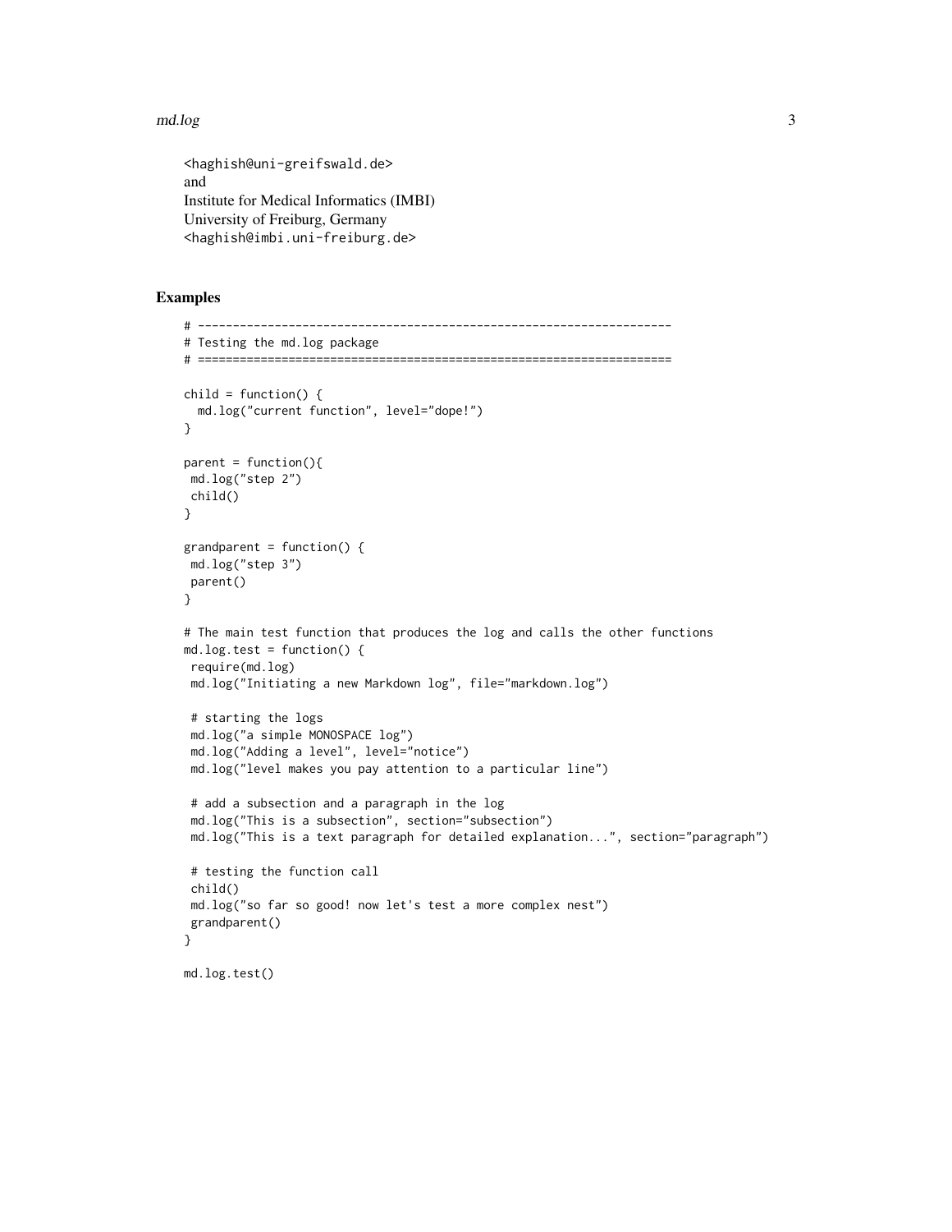<haghish@uni-greifswald.de>
and
Institute for Medical Informatics (IMBI)
University of Freiburg, Germany
<haghish@imbi.uni-freiburg.de>

## Examples

```
# -------------------------------------------------------------------
# Testing the md.log package
# ===================================================================

child = function() {
  md.log("current function", level="dope!")
}

parent = function(){
 md.log("step 2")
 child()
}

grandparent = function() {
 md.log("step 3")
 parent()
}

# The main test function that produces the log and calls the other functions
md.log.test = function() {
 require(md.log)
 md.log("Initiating a new Markdown log", file="markdown.log")

 # starting the logs
 md.log("a simple MONOSPACE log")
 md.log("Adding a level", level="notice")
 md.log("level makes you pay attention to a particular line")

 # add a subsection and a paragraph in the log
 md.log("This is a subsection", section="subsection")
 md.log("This is a text paragraph for detailed explanation...", section="paragraph")

 # testing the function call
 child()
 md.log("so far so good! now let's test a more complex nest")
 grandparent()
}

md.log.test()
```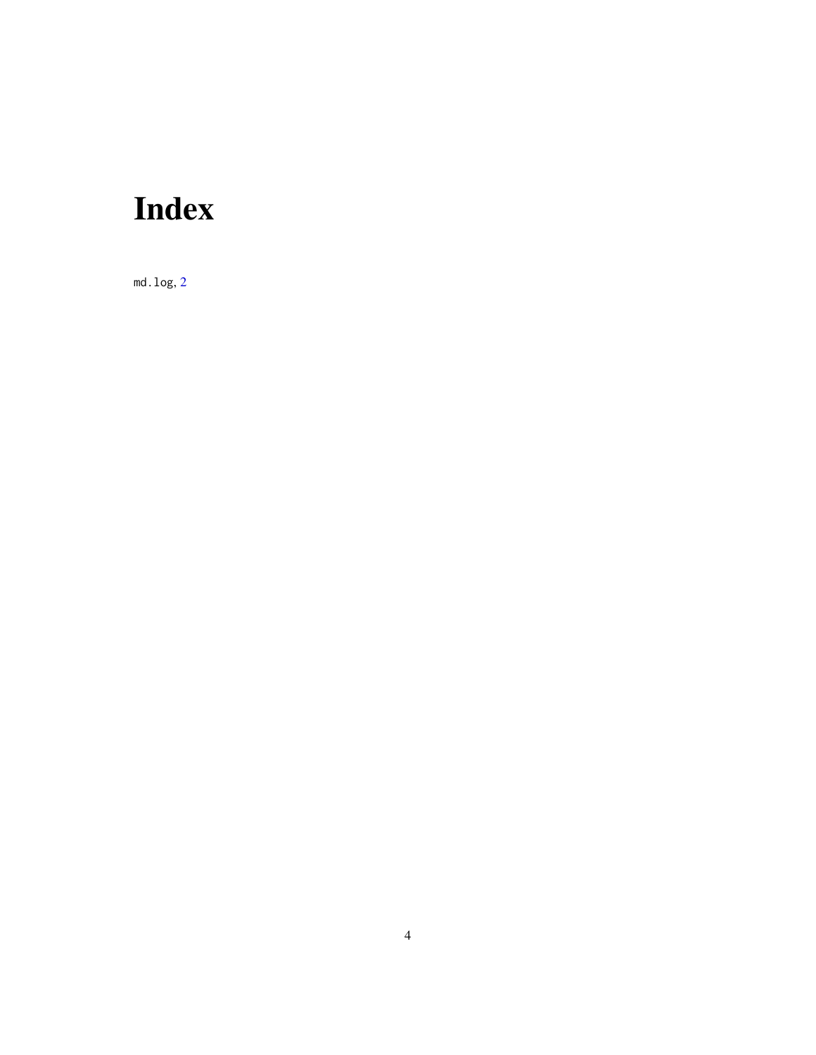# Index

md.log, 2